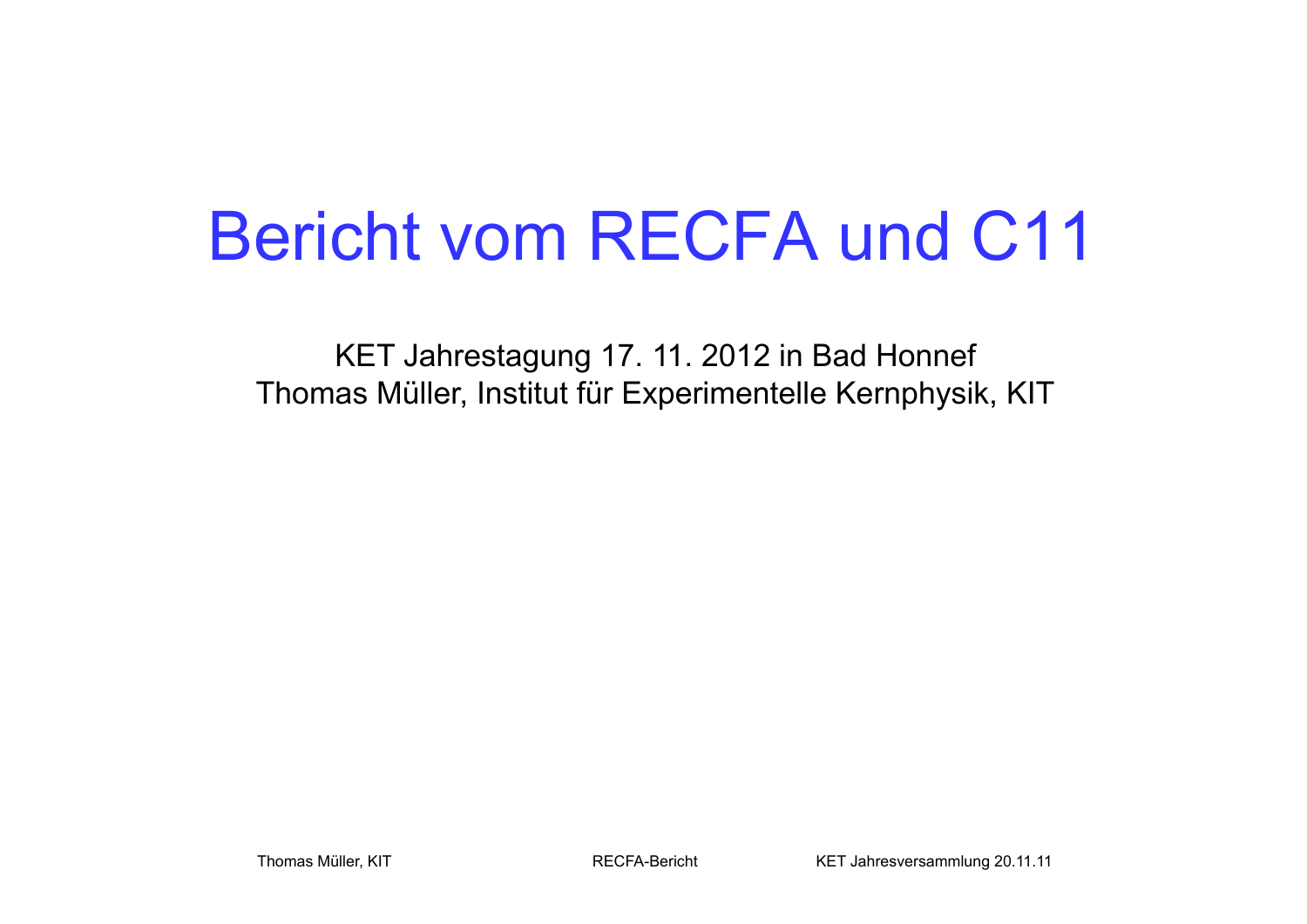# Bericht vom RECFA und C11

KET Jahrestagung 17. 11. 2012 in Bad Honnef
Thomas Müller, Institut für Experimentelle Kernphysik, KIT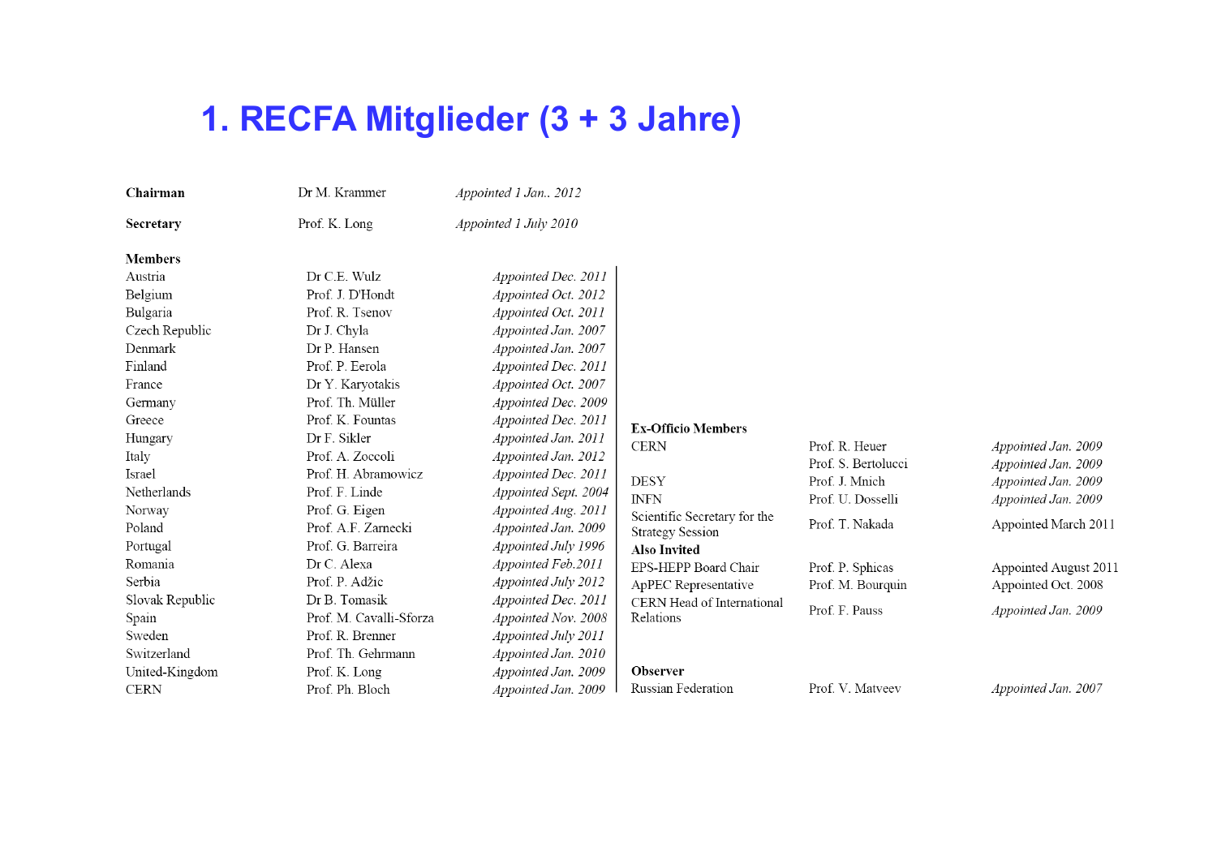# 1. RECFA Mitglieder (3 + 3 Jahre)

| **Chairman** | Dr M. Krammer | *Appointed 1 Jan.. 2012* |
|---|---|---|
| **Secretary** | Prof. K. Long | *Appointed 1 July 2010* |

**Members**

| Country | Name | Appointed |
|---|---|---|
| Austria | Dr C.E. Wulz | *Appointed Dec. 2011* |
| Belgium | Prof. J. D'Hondt | *Appointed Oct. 2012* |
| Bulgaria | Prof. R. Tsenov | *Appointed Oct. 2011* |
| Czech Republic | Dr J. Chyla | *Appointed Jan. 2007* |
| Denmark | Dr P. Hansen | *Appointed Jan. 2007* |
| Finland | Prof. P. Eerola | *Appointed Dec. 2011* |
| France | Dr Y. Karyotakis | *Appointed Oct. 2007* |
| Germany | Prof. Th. Müller | *Appointed Dec. 2009* |
| Greece | Prof. K. Fountas | *Appointed Dec. 2011* |
| Hungary | Dr F. Sikler | *Appointed Jan. 2011* |
| Italy | Prof. A. Zoccoli | *Appointed Jan. 2012* |
| Israel | Prof. H. Abramowicz | *Appointed Dec. 2011* |
| Netherlands | Prof. F. Linde | *Appointed Sept. 2004* |
| Norway | Prof. G. Eigen | *Appointed Aug. 2011* |
| Poland | Prof. A.F. Zarnecki | *Appointed Jan. 2009* |
| Portugal | Prof. G. Barreira | *Appointed July 1996* |
| Romania | Dr C. Alexa | *Appointed Feb.2011* |
| Serbia | Prof. P. Adžic | *Appointed July 2012* |
| Slovak Republic | Dr B. Tomasik | *Appointed Dec. 2011* |
| Spain | Prof. M. Cavalli-Sforza | *Appointed Nov. 2008* |
| Sweden | Prof. R. Brenner | *Appointed July 2011* |
| Switzerland | Prof. Th. Gehrmann | *Appointed Jan. 2010* |
| United-Kingdom | Prof. K. Long | *Appointed Jan. 2009* |
| CERN | Prof. Ph. Bloch | *Appointed Jan. 2009* |

**Ex-Officio Members**

| | | |
|---|---|---|
| CERN | Prof. R. Heuer | *Appointed Jan. 2009* |
| | Prof. S. Bertolucci | *Appointed Jan. 2009* |
| DESY | Prof. J. Mnich | *Appointed Jan. 2009* |
| INFN | Prof. U. Dosselli | *Appointed Jan. 2009* |
| Scientific Secretary for the Strategy Session | Prof. T. Nakada | Appointed March 2011 |

**Also Invited**

| | | |
|---|---|---|
| EPS-HEPP Board Chair | Prof. P. Sphicas | Appointed August 2011 |
| ApPEC Representative | Prof. M. Bourquin | Appointed Oct. 2008 |
| CERN Head of International Relations | Prof. F. Pauss | *Appointed Jan. 2009* |

**Observer**

| | | |
|---|---|---|
| Russian Federation | Prof. V. Matveev | *Appointed Jan. 2007* |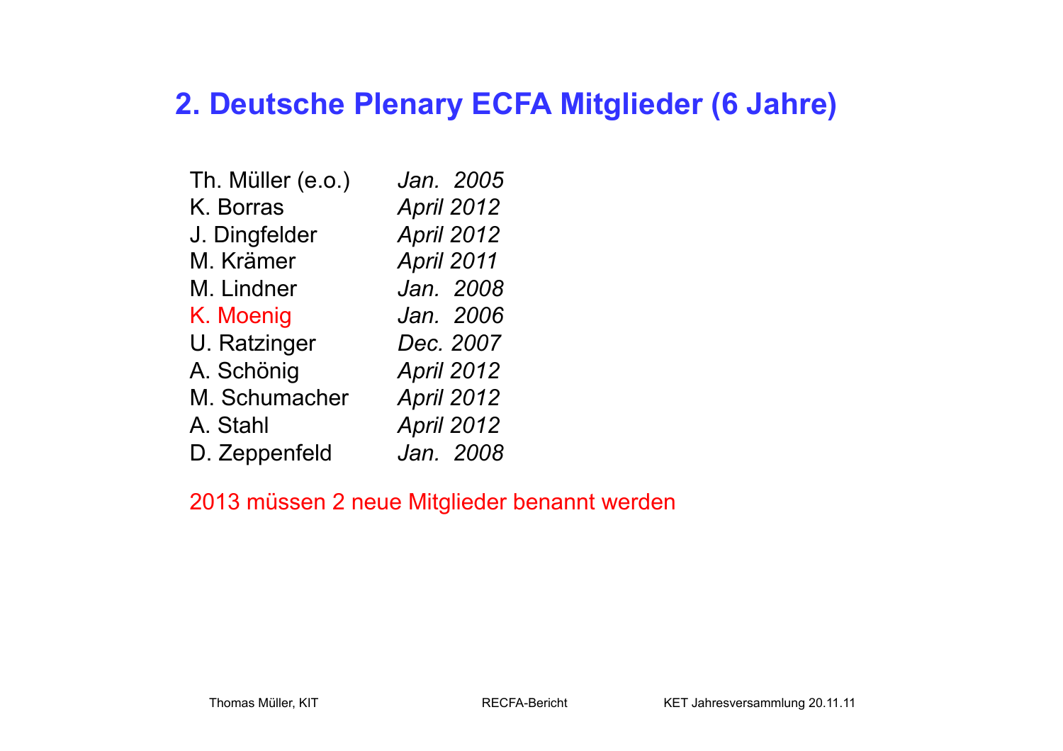## 2. Deutsche Plenary ECFA Mitglieder (6 Jahre)

| | |
|---|---|
| Th. Müller (e.o.) | *Jan. 2005* |
| K. Borras | *April 2012* |
| J. Dingfelder | *April 2012* |
| M. Krämer | *April 2011* |
| M. Lindner | *Jan. 2008* |
| K. Moenig | *Jan. 2006* |
| U. Ratzinger | *Dec. 2007* |
| A. Schönig | *April 2012* |
| M. Schumacher | *April 2012* |
| A. Stahl | *April 2012* |
| D. Zeppenfeld | *Jan. 2008* |

2013 müssen 2 neue Mitglieder benannt werden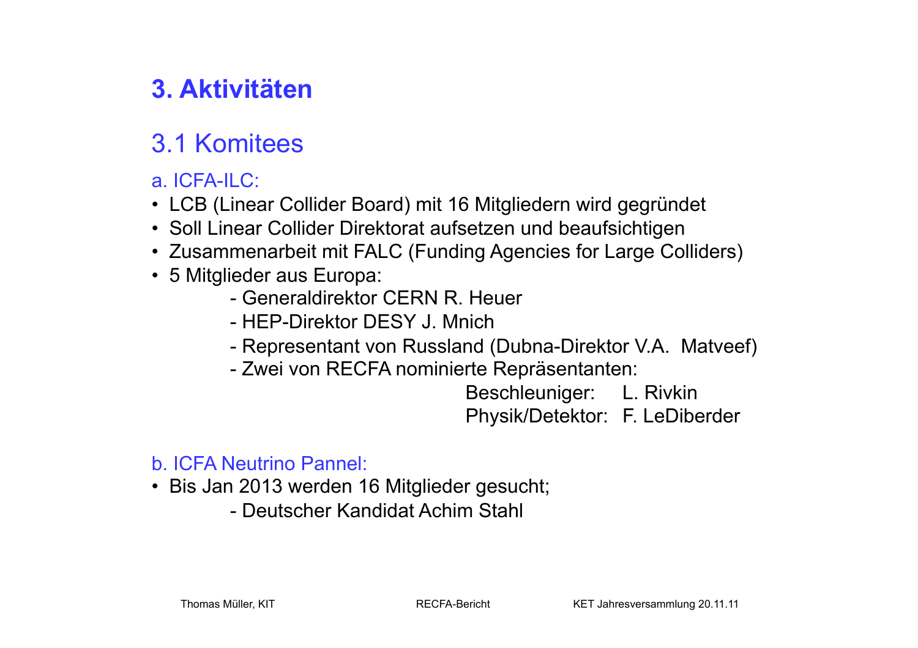# 3. Aktivitäten

## 3.1 Komitees

### a. ICFA-ILC:

- LCB (Linear Collider Board) mit 16 Mitgliedern wird gegründet
- Soll Linear Collider Direktorat aufsetzen und beaufsichtigen
- Zusammenarbeit mit FALC (Funding Agencies for Large Colliders)
- 5 Mitglieder aus Europa:
  - Generaldirektor CERN R. Heuer
  - HEP-Direktor DESY J. Mnich
  - Representant von Russland (Dubna-Direktor V.A. Matveef)
  - Zwei von RECFA nominierte Repräsentanten:
    - Beschleuniger: L. Rivkin
    - Physik/Detektor: F. LeDiberder

### b. ICFA Neutrino Pannel:

- Bis Jan 2013 werden 16 Mitglieder gesucht;
  - Deutscher Kandidat Achim Stahl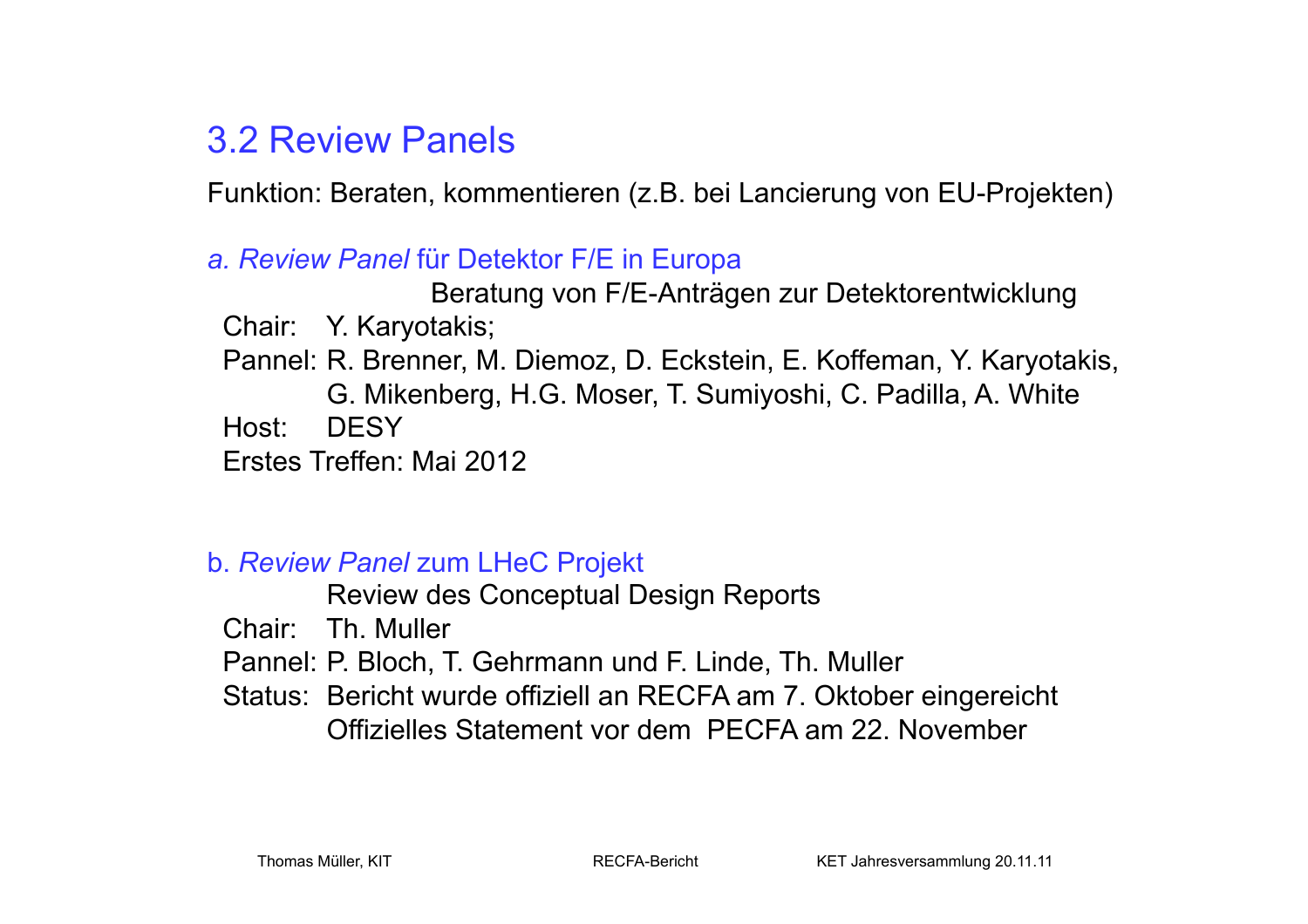## 3.2 Review Panels

Funktion: Beraten, kommentieren (z.B. bei Lancierung von EU-Projekten)

### a. *Review Panel* für Detektor F/E in Europa

Beratung von F/E-Anträgen zur Detektorentwicklung

Chair: Y. Karyotakis;

Pannel: R. Brenner, M. Diemoz, D. Eckstein, E. Koffeman, Y. Karyotakis, G. Mikenberg, H.G. Moser, T. Sumiyoshi, C. Padilla, A. White

Host: DESY

Erstes Treffen: Mai 2012

### b. *Review Panel* zum LHeC Projekt

Review des Conceptual Design Reports

Chair: Th. Muller

Pannel: P. Bloch, T. Gehrmann und F. Linde, Th. Muller

Status: Bericht wurde offiziell an RECFA am 7. Oktober eingereicht
Offizielles Statement vor dem PECFA am 22. November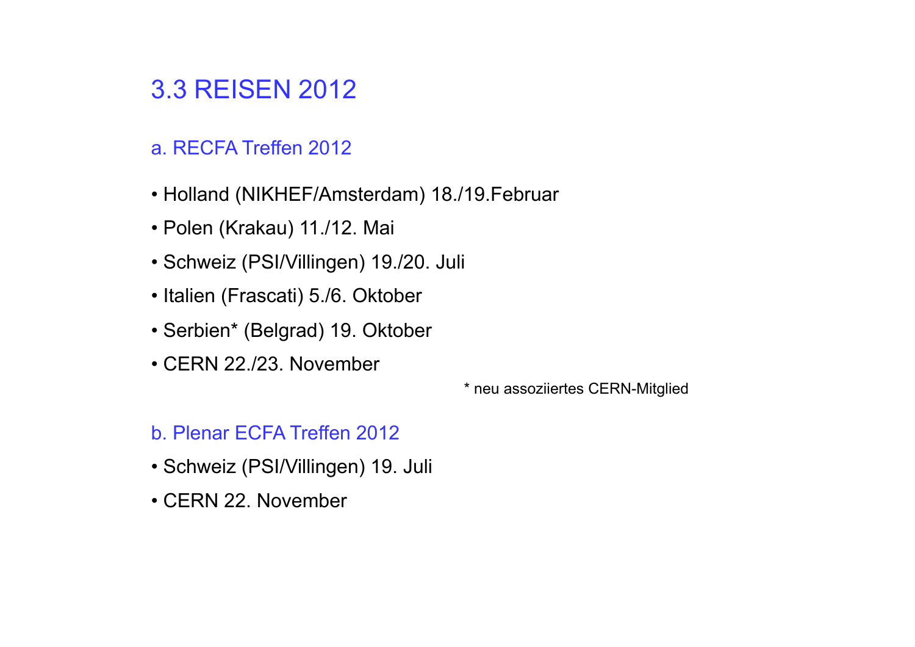# 3.3 REISEN 2012

## a. RECFA Treffen 2012

- Holland (NIKHEF/Amsterdam) 18./19.Februar
- Polen (Krakau) 11./12. Mai
- Schweiz (PSI/Villingen) 19./20. Juli
- Italien (Frascati) 5./6. Oktober
- Serbien* (Belgrad) 19. Oktober
- CERN 22./23. November

\* neu assoziiertes CERN-Mitglied

## b. Plenar ECFA Treffen 2012

- Schweiz (PSI/Villingen) 19. Juli
- CERN 22. November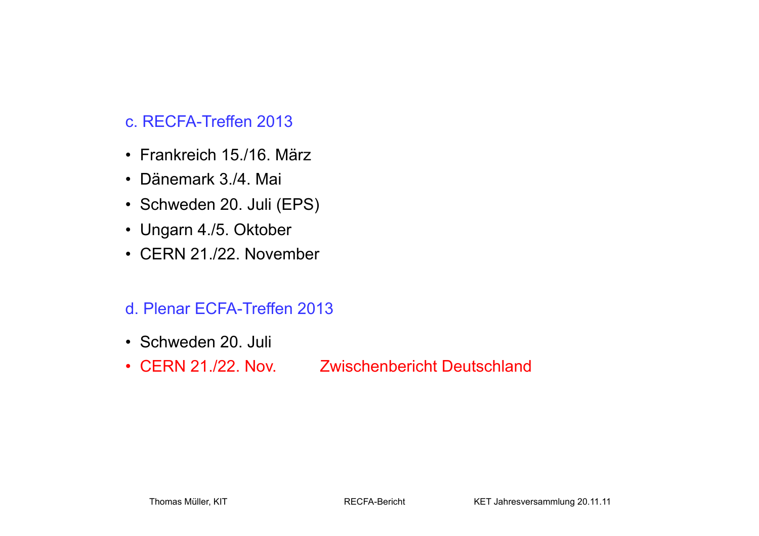### c. RECFA-Treffen 2013

- Frankreich 15./16. März
- Dänemark 3./4. Mai
- Schweden 20. Juli (EPS)
- Ungarn 4./5. Oktober
- CERN 21./22. November

### d. Plenar ECFA-Treffen 2013

- Schweden 20. Juli
- CERN 21./22. Nov.        Zwischenbericht Deutschland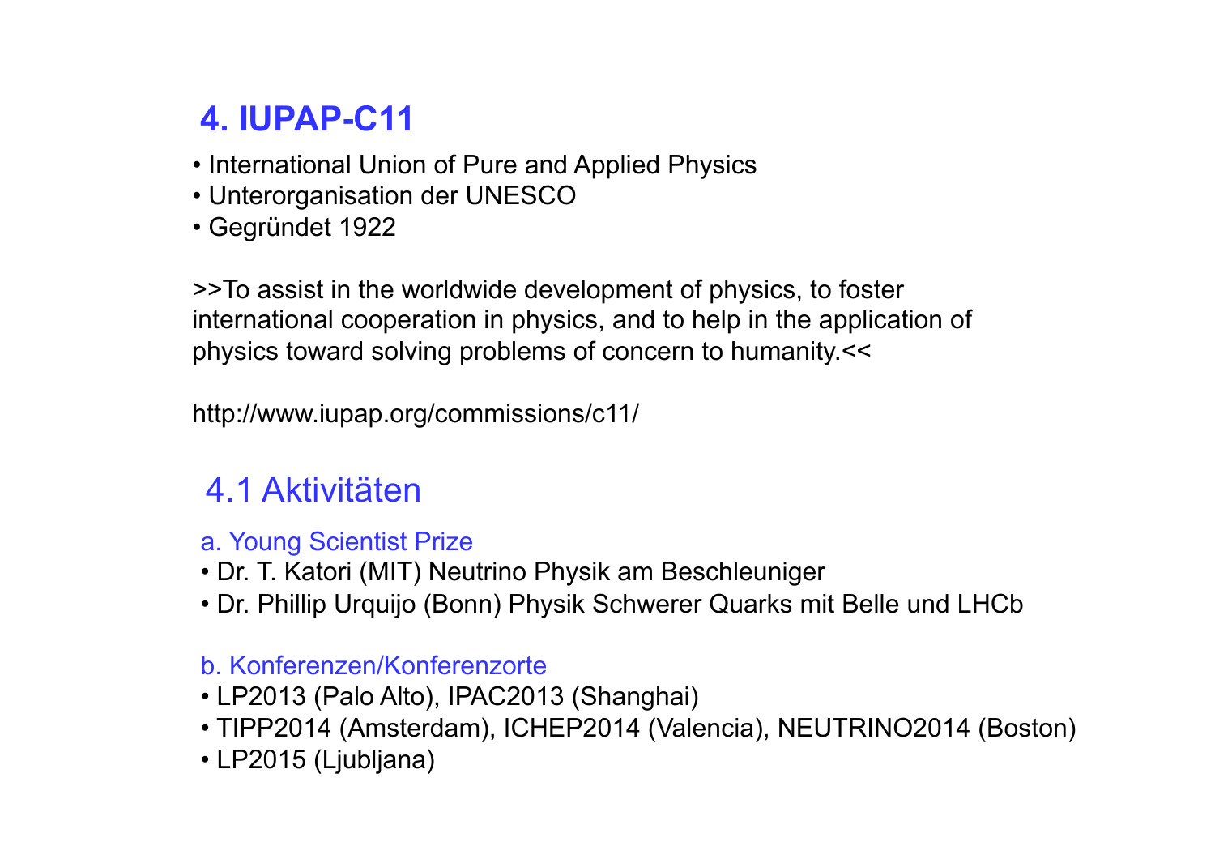## 4. IUPAP-C11

- International Union of Pure and Applied Physics
- Unterorganisation der UNESCO
- Gegründet 1922

>>To assist in the worldwide development of physics, to foster international cooperation in physics, and to help in the application of physics toward solving problems of concern to humanity.<<

http://www.iupap.org/commissions/c11/

### 4.1 Aktivitäten

#### a. Young Scientist Prize

- Dr. T. Katori (MIT) Neutrino Physik am Beschleuniger
- Dr. Phillip Urquijo (Bonn) Physik Schwerer Quarks mit Belle und LHCb

#### b. Konferenzen/Konferenzorte

- LP2013 (Palo Alto), IPAC2013 (Shanghai)
- TIPP2014 (Amsterdam), ICHEP2014 (Valencia), NEUTRINO2014 (Boston)
- LP2015 (Ljubljana)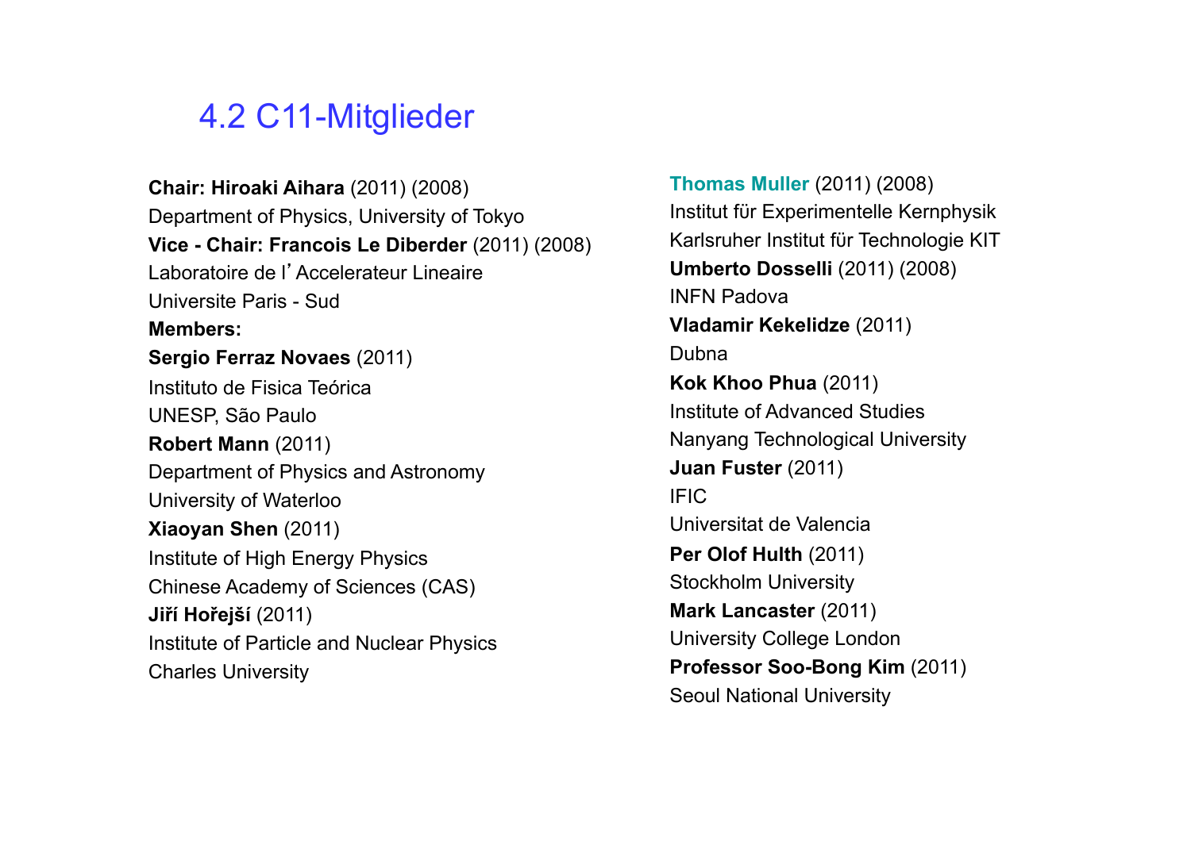## 4.2 C11-Mitglieder

**Chair: Hiroaki Aihara** (2011) (2008)
Department of Physics, University of Tokyo
**Vice - Chair: Francois Le Diberder** (2011) (2008)
Laboratoire de l'Accelerateur Lineaire
Universite Paris - Sud
**Members:**
**Sergio Ferraz Novaes** (2011)
Instituto de Fisica Teórica
UNESP, São Paulo
**Robert Mann** (2011)
Department of Physics and Astronomy
University of Waterloo
**Xiaoyan Shen** (2011)
Institute of High Energy Physics
Chinese Academy of Sciences (CAS)
**Jiří Hořejší** (2011)
Institute of Particle and Nuclear Physics
Charles University

**Thomas Muller** (2011) (2008)
Institut für Experimentelle Kernphysik
Karlsruher Institut für Technologie KIT
**Umberto Dosselli** (2011) (2008)
INFN Padova
**Vladamir Kekelidze** (2011)
Dubna
**Kok Khoo Phua** (2011)
Institute of Advanced Studies
Nanyang Technological University
**Juan Fuster** (2011)
IFIC
Universitat de Valencia
**Per Olof Hulth** (2011)
Stockholm University
**Mark Lancaster** (2011)
University College London
**Professor Soo-Bong Kim** (2011)
Seoul National University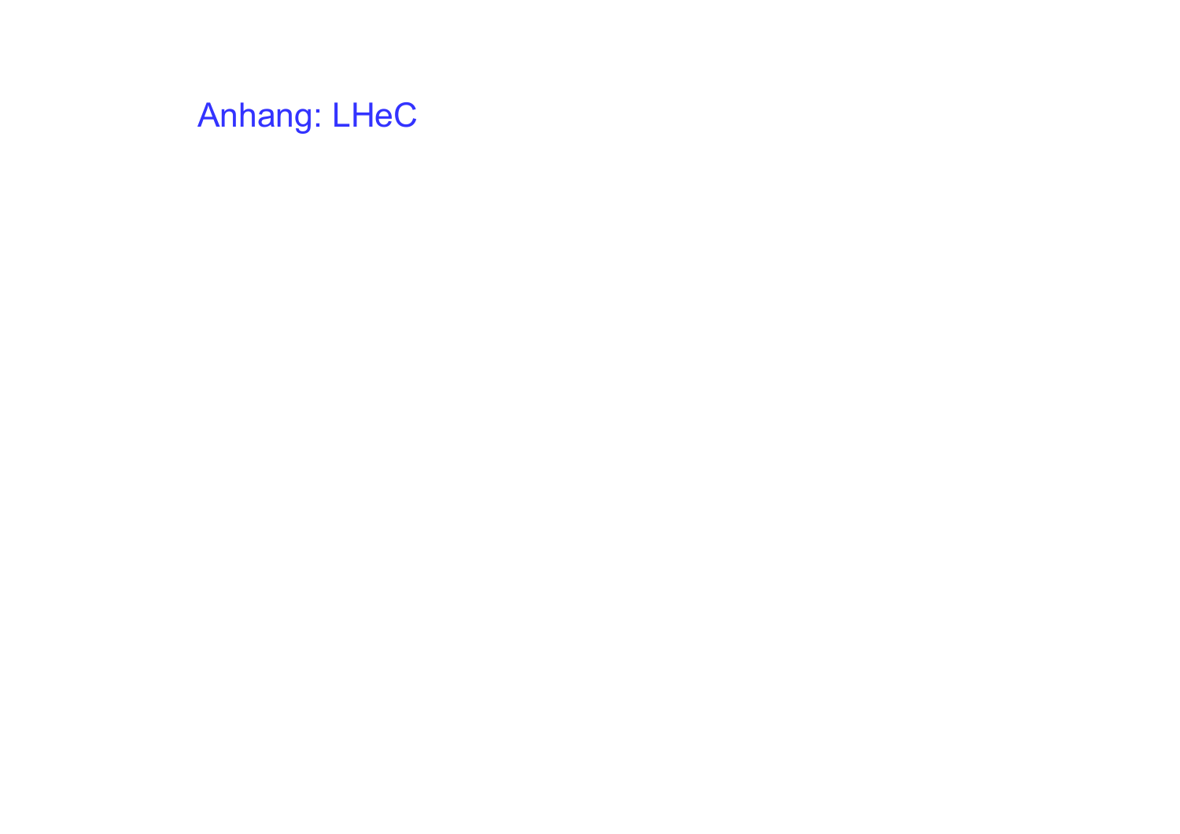# Anhang: LHeC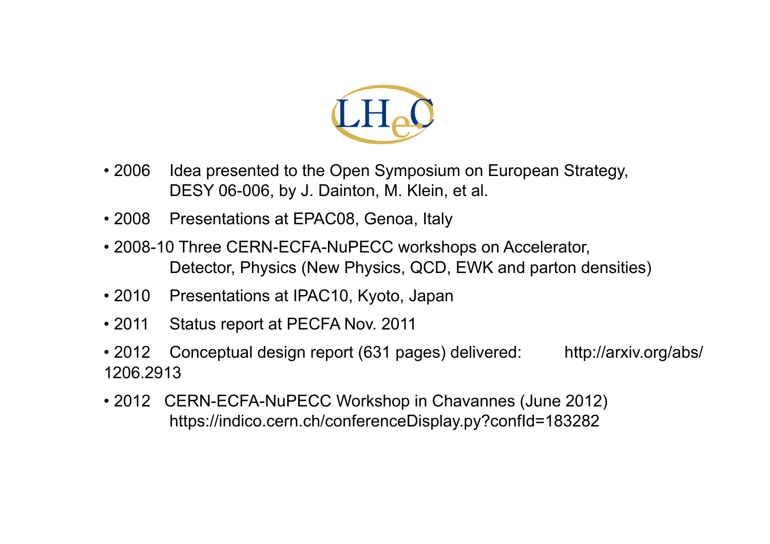LHeC

- 2006 Idea presented to the Open Symposium on European Strategy, DESY 06-006, by J. Dainton, M. Klein, et al.
- 2008 Presentations at EPAC08, Genoa, Italy
- 2008-10 Three CERN-ECFA-NuPECC workshops on Accelerator, Detector, Physics (New Physics, QCD, EWK and parton densities)
- 2010 Presentations at IPAC10, Kyoto, Japan
- 2011 Status report at PECFA Nov. 2011
- 2012 Conceptual design report (631 pages) delivered: http://arxiv.org/abs/1206.2913
- 2012 CERN-ECFA-NuPECC Workshop in Chavannes (June 2012) https://indico.cern.ch/conferenceDisplay.py?confId=183282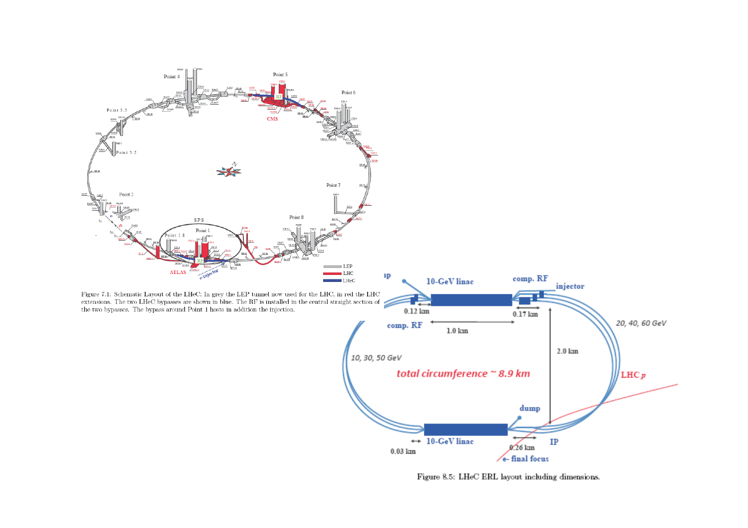Figure 7.1: Schematic Layout of the LHeC: In grey the LEP tunnel now used for the LHC, in red the LHC extensions. The two LHeC bypasses are shown in blue. The RF is installed in the central straight section of the two bypasses. The bypass around Point 1 hosts in addition the injection.

Figure 8.5: LHeC ERL layout including dimensions.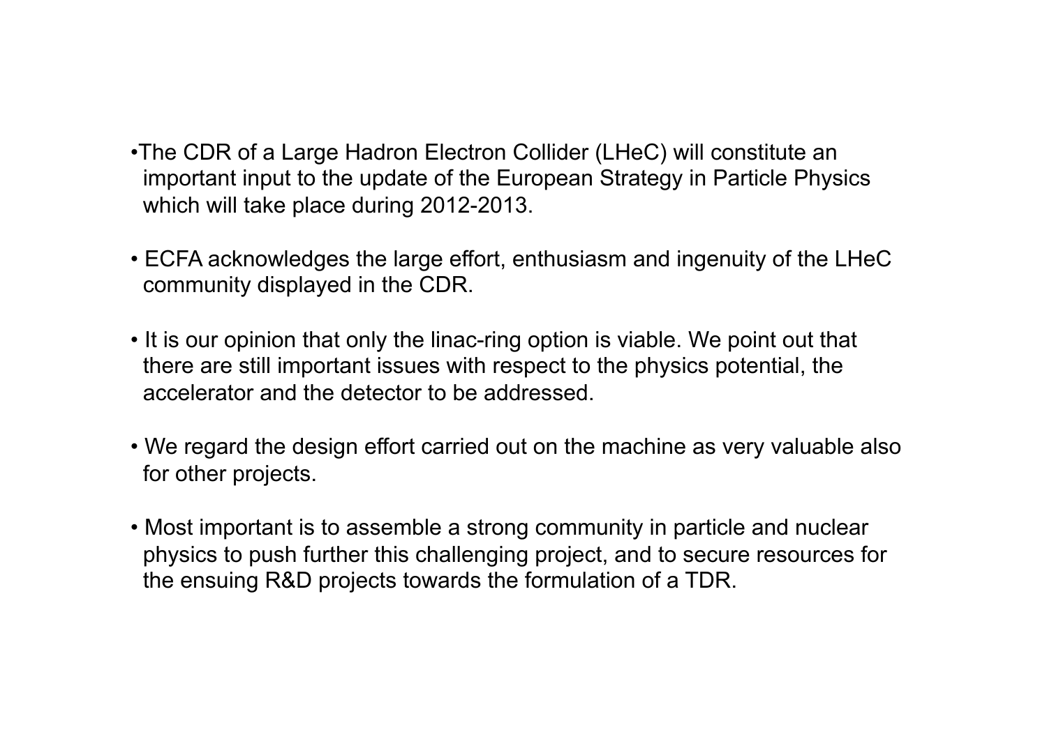- The CDR of a Large Hadron Electron Collider (LHeC) will constitute an important input to the update of the European Strategy in Particle Physics which will take place during 2012-2013.

- ECFA acknowledges the large effort, enthusiasm and ingenuity of the LHeC community displayed in the CDR.

- It is our opinion that only the linac-ring option is viable. We point out that there are still important issues with respect to the physics potential, the accelerator and the detector to be addressed.

- We regard the design effort carried out on the machine as very valuable also for other projects.

- Most important is to assemble a strong community in particle and nuclear physics to push further this challenging project, and to secure resources for the ensuing R&D projects towards the formulation of a TDR.